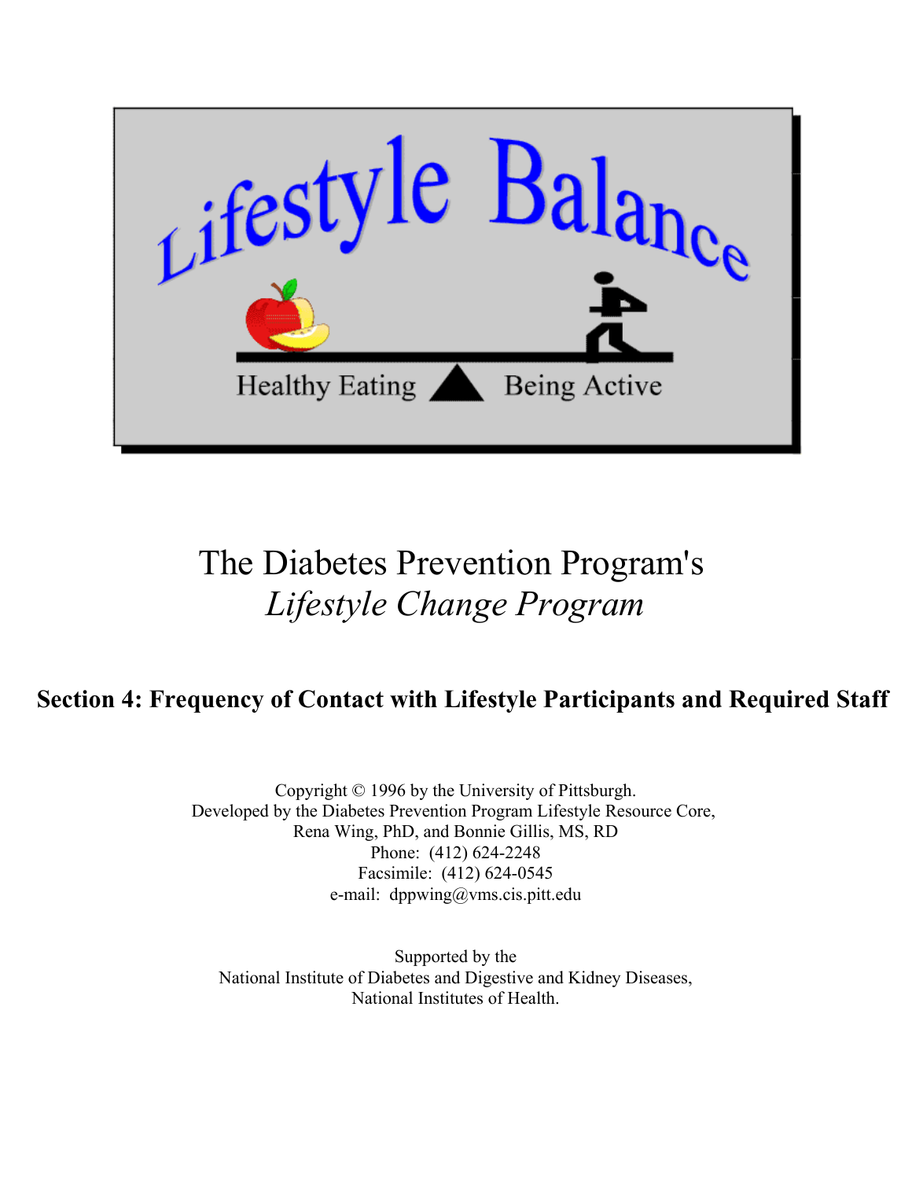Lifestyle Balance

Healthy Eating | Being Active

# The Diabetes Prevention Program's *Lifestyle Change Program*

## Section 4: Frequency of Contact with Lifestyle Participants and Required Staff

Copyright © 1996 by the University of Pittsburgh.
Developed by the Diabetes Prevention Program Lifestyle Resource Core,
Rena Wing, PhD, and Bonnie Gillis, MS, RD
Phone: (412) 624-2248
Facsimile: (412) 624-0545
e-mail: dppwing@vms.cis.pitt.edu

Supported by the
National Institute of Diabetes and Digestive and Kidney Diseases,
National Institutes of Health.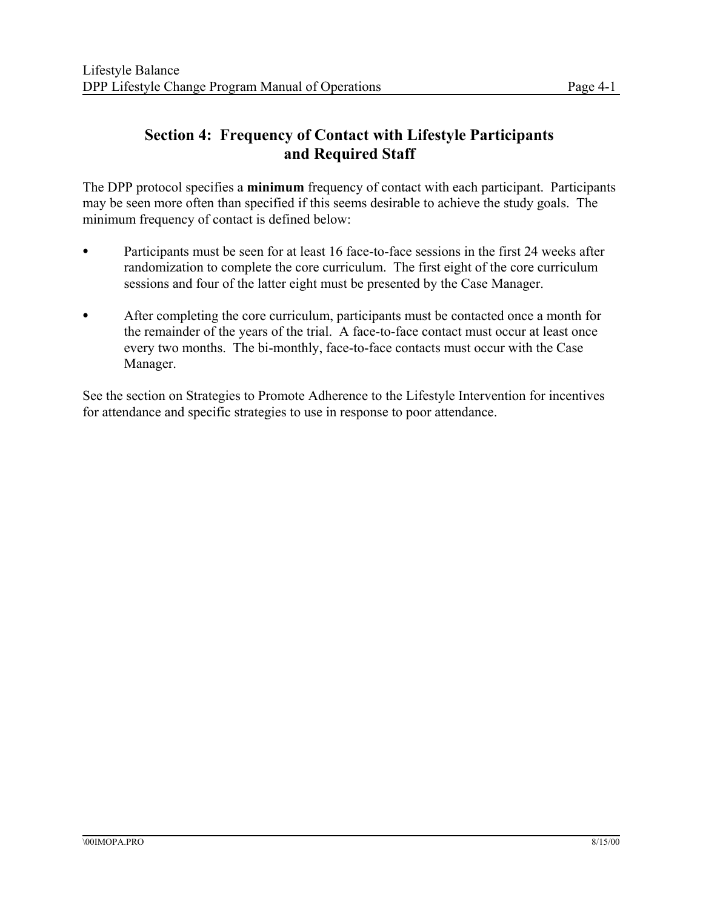## Section 4: Frequency of Contact with Lifestyle Participants and Required Staff

The DPP protocol specifies a **minimum** frequency of contact with each participant. Participants may be seen more often than specified if this seems desirable to achieve the study goals. The minimum frequency of contact is defined below:

- Participants must be seen for at least 16 face-to-face sessions in the first 24 weeks after randomization to complete the core curriculum. The first eight of the core curriculum sessions and four of the latter eight must be presented by the Case Manager.

- After completing the core curriculum, participants must be contacted once a month for the remainder of the years of the trial. A face-to-face contact must occur at least once every two months. The bi-monthly, face-to-face contacts must occur with the Case Manager.

See the section on Strategies to Promote Adherence to the Lifestyle Intervention for incentives for attendance and specific strategies to use in response to poor attendance.